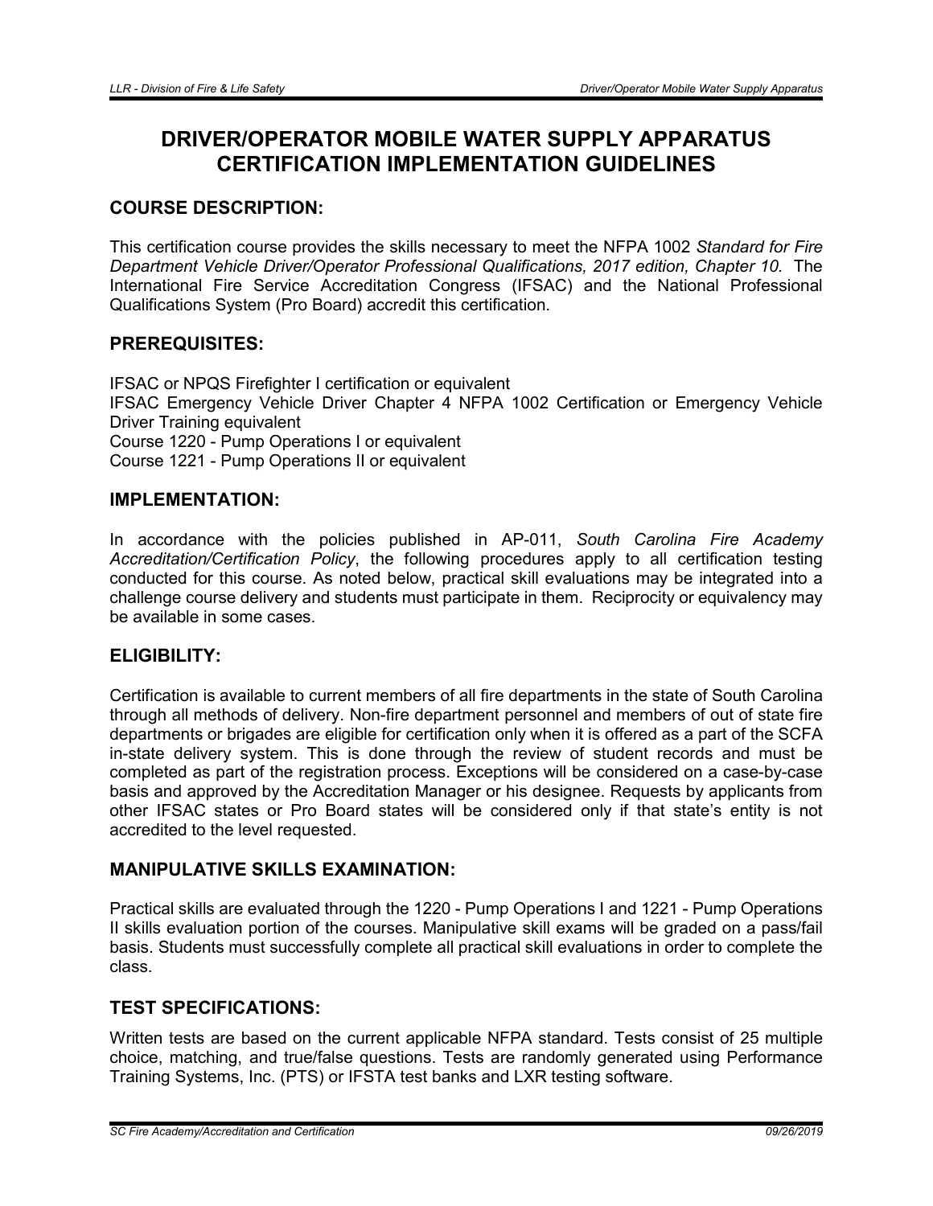# DRIVER/OPERATOR MOBILE WATER SUPPLY APPARATUS CERTIFICATION IMPLEMENTATION GUIDELINES

## COURSE DESCRIPTION:

This certification course provides the skills necessary to meet the NFPA 1002 *Standard for Fire Department Vehicle Driver/Operator Professional Qualifications, 2017 edition, Chapter 10.* The International Fire Service Accreditation Congress (IFSAC) and the National Professional Qualifications System (Pro Board) accredit this certification.

## PREREQUISITES:

IFSAC or NPQS Firefighter I certification or equivalent
IFSAC Emergency Vehicle Driver Chapter 4 NFPA 1002 Certification or Emergency Vehicle Driver Training equivalent
Course 1220 - Pump Operations I or equivalent
Course 1221 - Pump Operations II or equivalent

## IMPLEMENTATION:

In accordance with the policies published in AP-011, *South Carolina Fire Academy Accreditation/Certification Policy*, the following procedures apply to all certification testing conducted for this course. As noted below, practical skill evaluations may be integrated into a challenge course delivery and students must participate in them. Reciprocity or equivalency may be available in some cases.

## ELIGIBILITY:

Certification is available to current members of all fire departments in the state of South Carolina through all methods of delivery. Non-fire department personnel and members of out of state fire departments or brigades are eligible for certification only when it is offered as a part of the SCFA in-state delivery system. This is done through the review of student records and must be completed as part of the registration process. Exceptions will be considered on a case-by-case basis and approved by the Accreditation Manager or his designee. Requests by applicants from other IFSAC states or Pro Board states will be considered only if that state's entity is not accredited to the level requested.

## MANIPULATIVE SKILLS EXAMINATION:

Practical skills are evaluated through the 1220 - Pump Operations I and 1221 - Pump Operations II skills evaluation portion of the courses. Manipulative skill exams will be graded on a pass/fail basis. Students must successfully complete all practical skill evaluations in order to complete the class.

## TEST SPECIFICATIONS:

Written tests are based on the current applicable NFPA standard. Tests consist of 25 multiple choice, matching, and true/false questions. Tests are randomly generated using Performance Training Systems, Inc. (PTS) or IFSTA test banks and LXR testing software.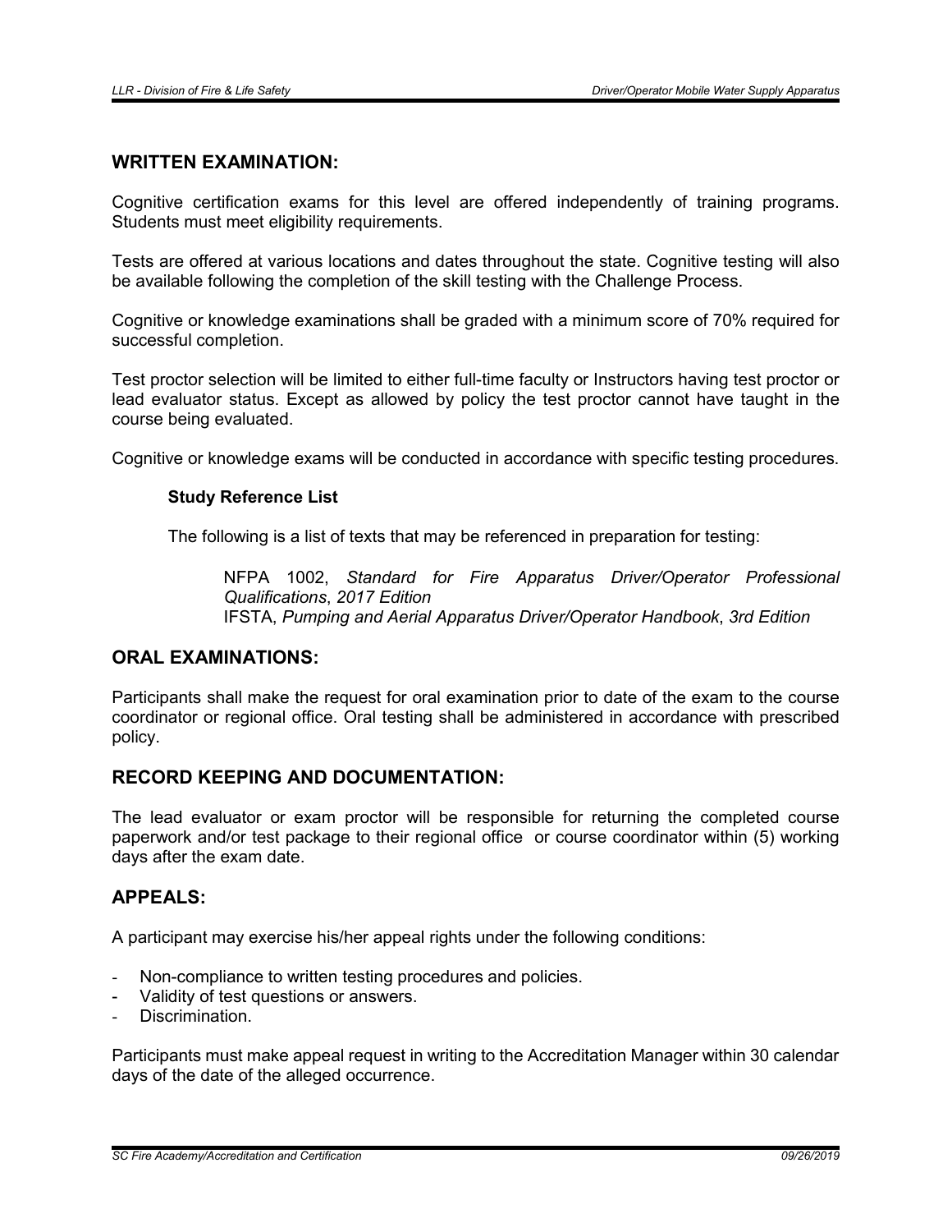## WRITTEN EXAMINATION:

Cognitive certification exams for this level are offered independently of training programs. Students must meet eligibility requirements.

Tests are offered at various locations and dates throughout the state. Cognitive testing will also be available following the completion of the skill testing with the Challenge Process.

Cognitive or knowledge examinations shall be graded with a minimum score of 70% required for successful completion.

Test proctor selection will be limited to either full-time faculty or Instructors having test proctor or lead evaluator status. Except as allowed by policy the test proctor cannot have taught in the course being evaluated.

Cognitive or knowledge exams will be conducted in accordance with specific testing procedures.

**Study Reference List**

The following is a list of texts that may be referenced in preparation for testing:

NFPA 1002, *Standard for Fire Apparatus Driver/Operator Professional Qualifications*, *2017 Edition*
IFSTA, *Pumping and Aerial Apparatus Driver/Operator Handbook*, *3rd Edition*

## ORAL EXAMINATIONS:

Participants shall make the request for oral examination prior to date of the exam to the course coordinator or regional office. Oral testing shall be administered in accordance with prescribed policy.

## RECORD KEEPING AND DOCUMENTATION:

The lead evaluator or exam proctor will be responsible for returning the completed course paperwork and/or test package to their regional office or course coordinator within (5) working days after the exam date.

## APPEALS:

A participant may exercise his/her appeal rights under the following conditions:

- Non-compliance to written testing procedures and policies.
- Validity of test questions or answers.
- Discrimination.

Participants must make appeal request in writing to the Accreditation Manager within 30 calendar days of the date of the alleged occurrence.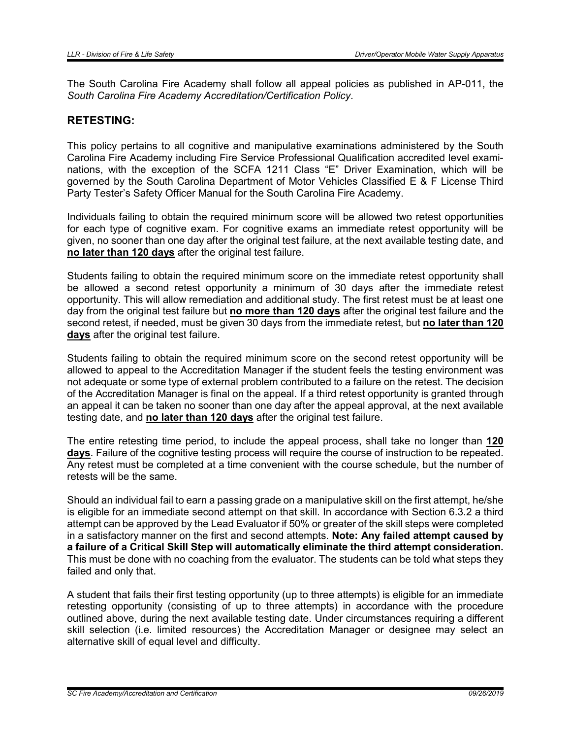The South Carolina Fire Academy shall follow all appeal policies as published in AP-011, the *South Carolina Fire Academy Accreditation/Certification Policy*.

## RETESTING:

This policy pertains to all cognitive and manipulative examinations administered by the South Carolina Fire Academy including Fire Service Professional Qualification accredited level examinations, with the exception of the SCFA 1211 Class "E" Driver Examination, which will be governed by the South Carolina Department of Motor Vehicles Classified E & F License Third Party Tester's Safety Officer Manual for the South Carolina Fire Academy.

Individuals failing to obtain the required minimum score will be allowed two retest opportunities for each type of cognitive exam. For cognitive exams an immediate retest opportunity will be given, no sooner than one day after the original test failure, at the next available testing date, and **no later than 120 days** after the original test failure.

Students failing to obtain the required minimum score on the immediate retest opportunity shall be allowed a second retest opportunity a minimum of 30 days after the immediate retest opportunity. This will allow remediation and additional study. The first retest must be at least one day from the original test failure but **no more than 120 days** after the original test failure and the second retest, if needed, must be given 30 days from the immediate retest, but **no later than 120 days** after the original test failure.

Students failing to obtain the required minimum score on the second retest opportunity will be allowed to appeal to the Accreditation Manager if the student feels the testing environment was not adequate or some type of external problem contributed to a failure on the retest. The decision of the Accreditation Manager is final on the appeal. If a third retest opportunity is granted through an appeal it can be taken no sooner than one day after the appeal approval, at the next available testing date, and **no later than 120 days** after the original test failure.

The entire retesting time period, to include the appeal process, shall take no longer than **120 days**. Failure of the cognitive testing process will require the course of instruction to be repeated. Any retest must be completed at a time convenient with the course schedule, but the number of retests will be the same.

Should an individual fail to earn a passing grade on a manipulative skill on the first attempt, he/she is eligible for an immediate second attempt on that skill. In accordance with Section 6.3.2 a third attempt can be approved by the Lead Evaluator if 50% or greater of the skill steps were completed in a satisfactory manner on the first and second attempts. **Note: Any failed attempt caused by a failure of a Critical Skill Step will automatically eliminate the third attempt consideration.** This must be done with no coaching from the evaluator. The students can be told what steps they failed and only that.

A student that fails their first testing opportunity (up to three attempts) is eligible for an immediate retesting opportunity (consisting of up to three attempts) in accordance with the procedure outlined above, during the next available testing date. Under circumstances requiring a different skill selection (i.e. limited resources) the Accreditation Manager or designee may select an alternative skill of equal level and difficulty.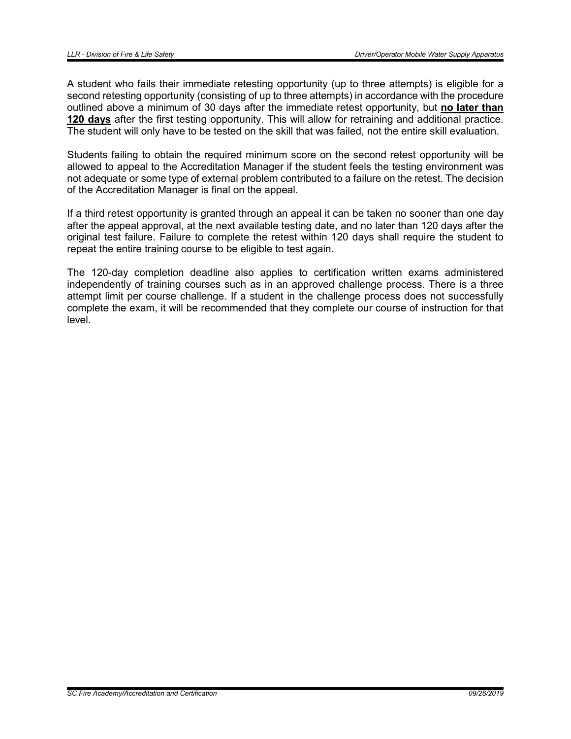A student who fails their immediate retesting opportunity (up to three attempts) is eligible for a second retesting opportunity (consisting of up to three attempts) in accordance with the procedure outlined above a minimum of 30 days after the immediate retest opportunity, but **<u>no later than 120 days</u>** after the first testing opportunity. This will allow for retraining and additional practice. The student will only have to be tested on the skill that was failed, not the entire skill evaluation.

Students failing to obtain the required minimum score on the second retest opportunity will be allowed to appeal to the Accreditation Manager if the student feels the testing environment was not adequate or some type of external problem contributed to a failure on the retest. The decision of the Accreditation Manager is final on the appeal.

If a third retest opportunity is granted through an appeal it can be taken no sooner than one day after the appeal approval, at the next available testing date, and no later than 120 days after the original test failure. Failure to complete the retest within 120 days shall require the student to repeat the entire training course to be eligible to test again.

The 120-day completion deadline also applies to certification written exams administered independently of training courses such as in an approved challenge process. There is a three attempt limit per course challenge. If a student in the challenge process does not successfully complete the exam, it will be recommended that they complete our course of instruction for that level.